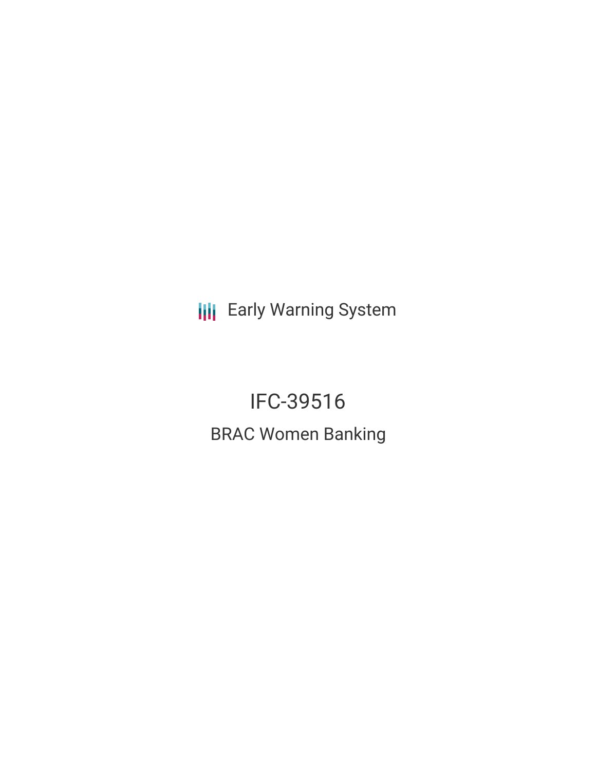Early Warning System

# IFC-39516

## BRAC Women Banking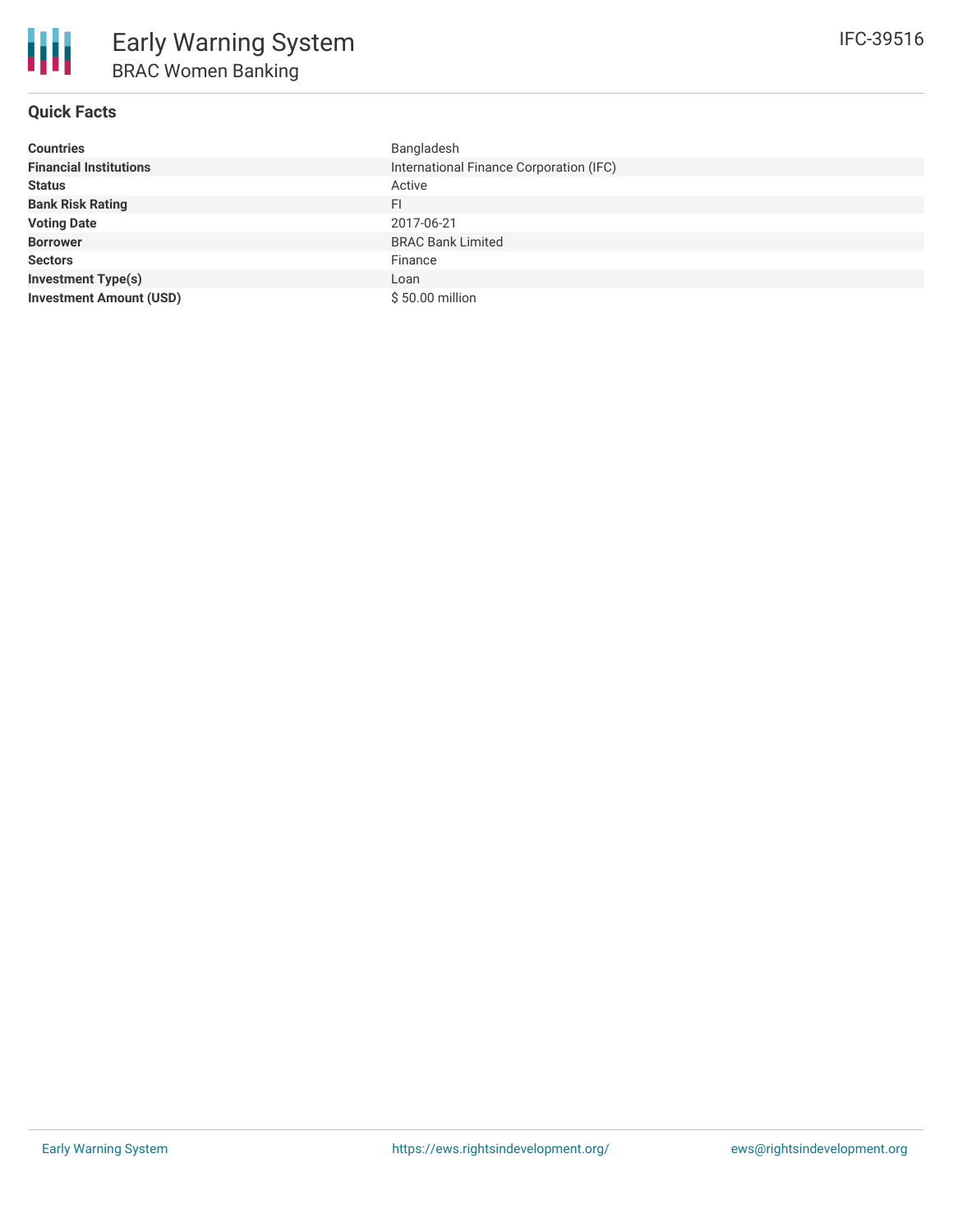# Early Warning System

## BRAC Women Banking

IFC-39516

### Quick Facts

| | |
|---|---|
| **Countries** | Bangladesh |
| **Financial Institutions** | International Finance Corporation (IFC) |
| **Status** | Active |
| **Bank Risk Rating** | FI |
| **Voting Date** | 2017-06-21 |
| **Borrower** | BRAC Bank Limited |
| **Sectors** | Finance |
| **Investment Type(s)** | Loan |
| **Investment Amount (USD)** | $ 50.00 million |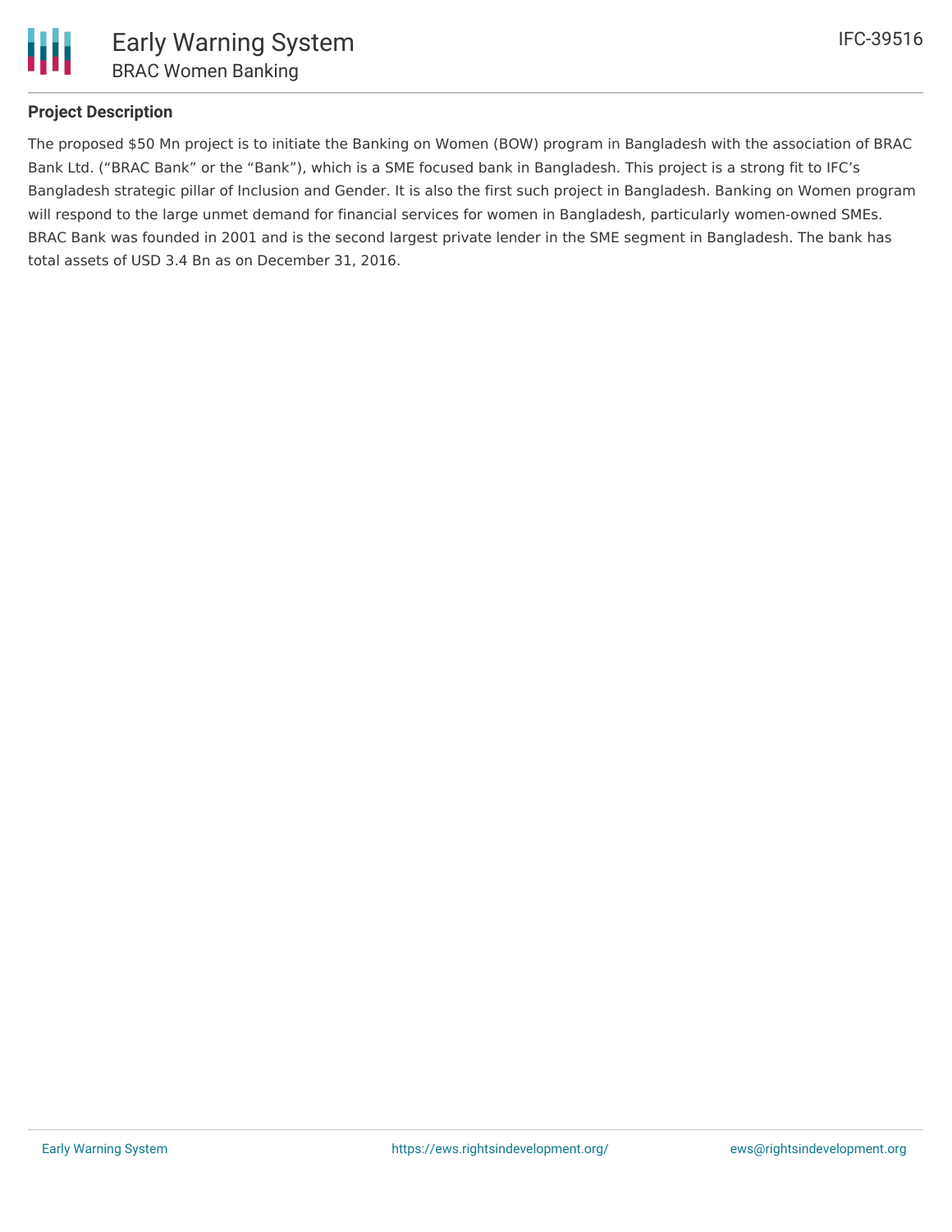## Project Description

The proposed $50 Mn project is to initiate the Banking on Women (BOW) program in Bangladesh with the association of BRAC Bank Ltd. ("BRAC Bank" or the "Bank"), which is a SME focused bank in Bangladesh. This project is a strong fit to IFC's Bangladesh strategic pillar of Inclusion and Gender. It is also the first such project in Bangladesh. Banking on Women program will respond to the large unmet demand for financial services for women in Bangladesh, particularly women-owned SMEs. BRAC Bank was founded in 2001 and is the second largest private lender in the SME segment in Bangladesh. The bank has total assets of USD 3.4 Bn as on December 31, 2016.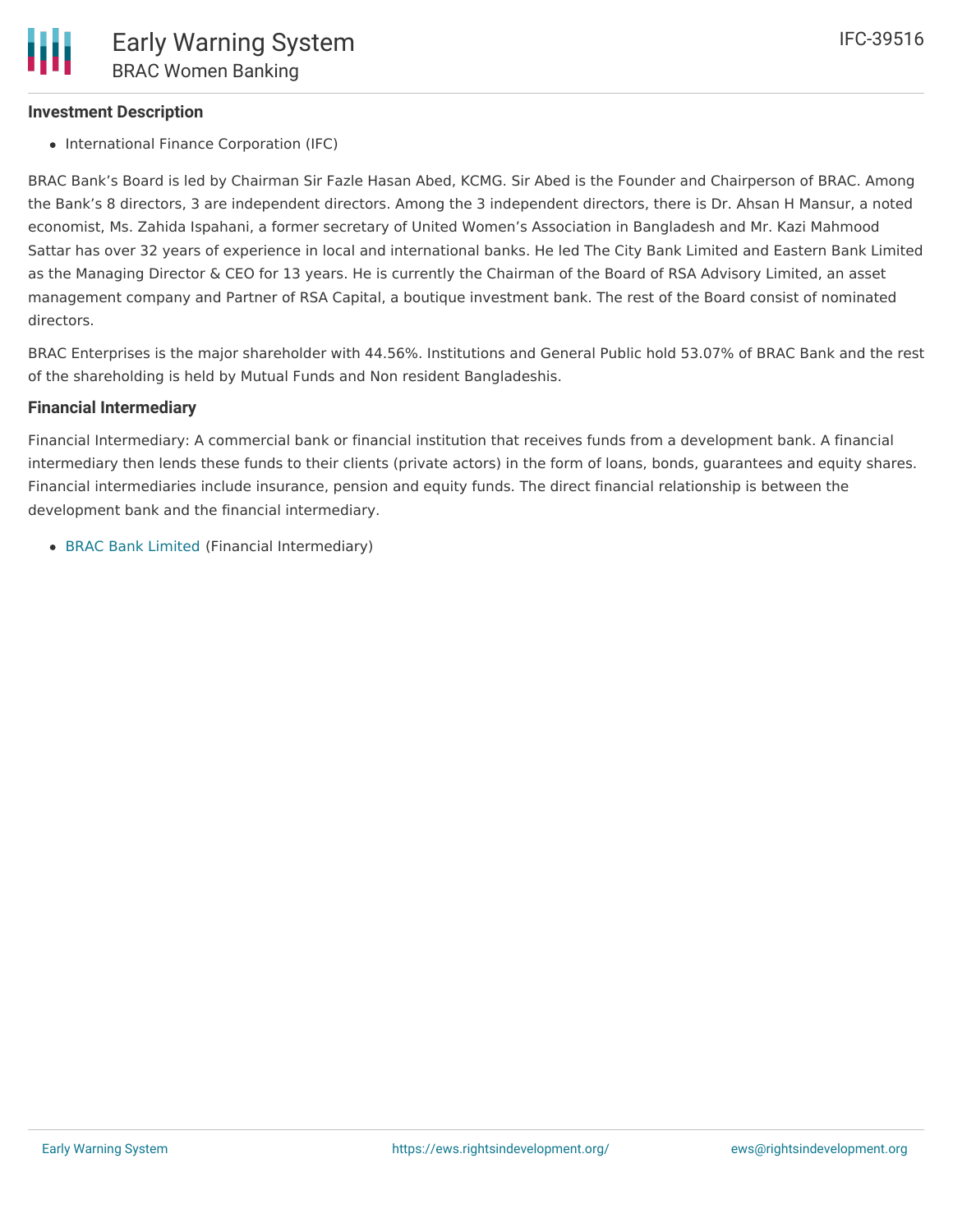### Investment Description

- International Finance Corporation (IFC)

BRAC Bank's Board is led by Chairman Sir Fazle Hasan Abed, KCMG. Sir Abed is the Founder and Chairperson of BRAC. Among the Bank's 8 directors, 3 are independent directors. Among the 3 independent directors, there is Dr. Ahsan H Mansur, a noted economist, Ms. Zahida Ispahani, a former secretary of United Women's Association in Bangladesh and Mr. Kazi Mahmood Sattar has over 32 years of experience in local and international banks. He led The City Bank Limited and Eastern Bank Limited as the Managing Director & CEO for 13 years. He is currently the Chairman of the Board of RSA Advisory Limited, an asset management company and Partner of RSA Capital, a boutique investment bank. The rest of the Board consist of nominated directors.

BRAC Enterprises is the major shareholder with 44.56%. Institutions and General Public hold 53.07% of BRAC Bank and the rest of the shareholding is held by Mutual Funds and Non resident Bangladeshis.

### Financial Intermediary

Financial Intermediary: A commercial bank or financial institution that receives funds from a development bank. A financial intermediary then lends these funds to their clients (private actors) in the form of loans, bonds, guarantees and equity shares. Financial intermediaries include insurance, pension and equity funds. The direct financial relationship is between the development bank and the financial intermediary.

- BRAC Bank Limited (Financial Intermediary)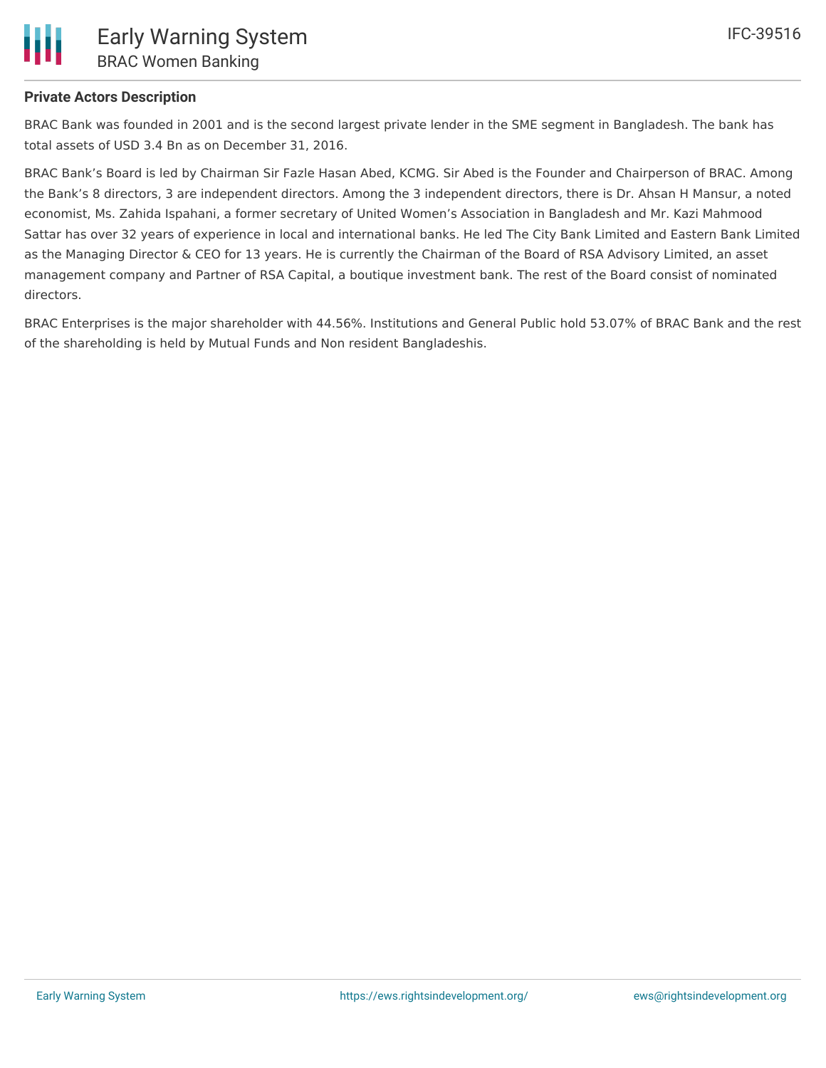**Private Actors Description**

BRAC Bank was founded in 2001 and is the second largest private lender in the SME segment in Bangladesh. The bank has total assets of USD 3.4 Bn as on December 31, 2016.

BRAC Bank's Board is led by Chairman Sir Fazle Hasan Abed, KCMG. Sir Abed is the Founder and Chairperson of BRAC. Among the Bank's 8 directors, 3 are independent directors. Among the 3 independent directors, there is Dr. Ahsan H Mansur, a noted economist, Ms. Zahida Ispahani, a former secretary of United Women's Association in Bangladesh and Mr. Kazi Mahmood Sattar has over 32 years of experience in local and international banks. He led The City Bank Limited and Eastern Bank Limited as the Managing Director & CEO for 13 years. He is currently the Chairman of the Board of RSA Advisory Limited, an asset management company and Partner of RSA Capital, a boutique investment bank. The rest of the Board consist of nominated directors.

BRAC Enterprises is the major shareholder with 44.56%. Institutions and General Public hold 53.07% of BRAC Bank and the rest of the shareholding is held by Mutual Funds and Non resident Bangladeshis.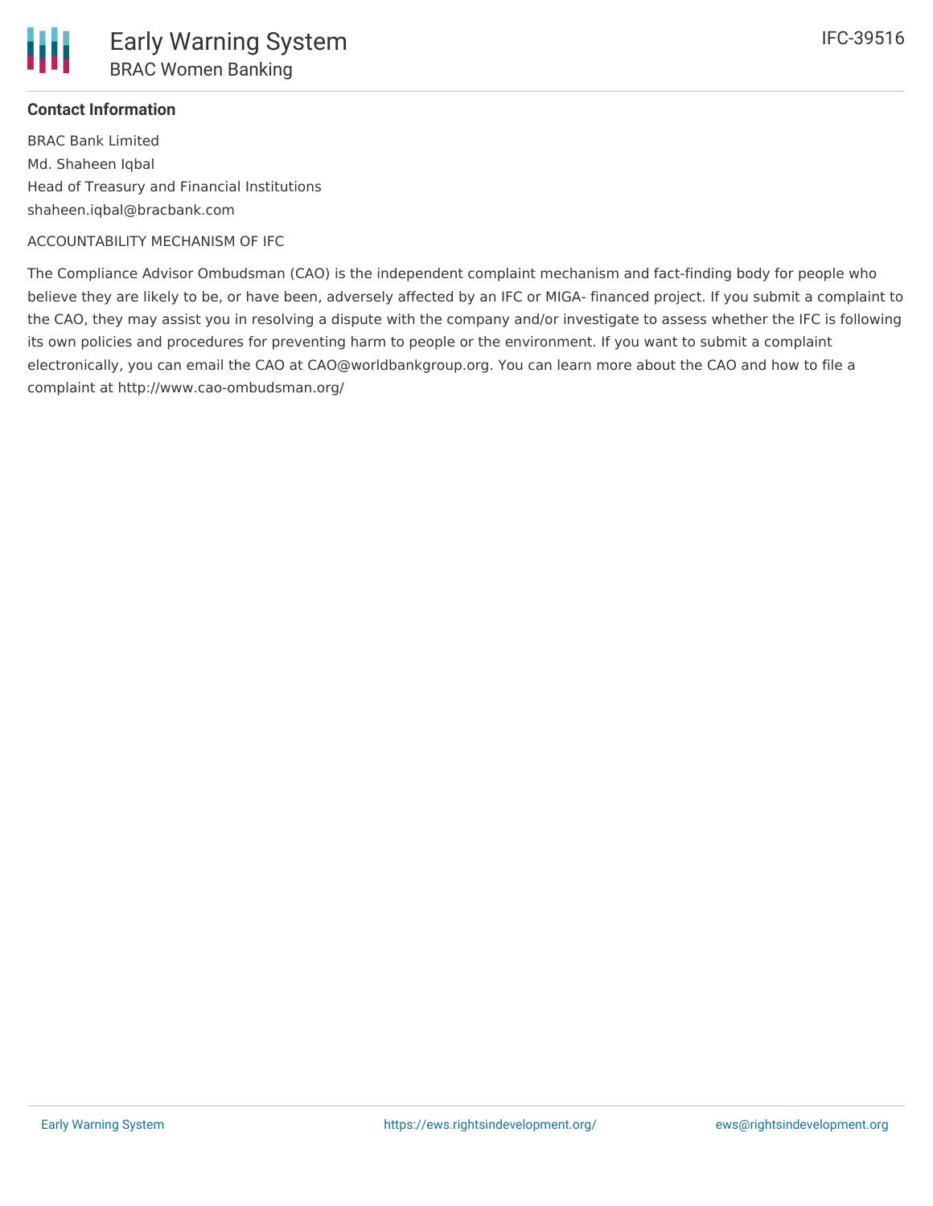**Contact Information**

BRAC Bank Limited
Md. Shaheen Iqbal
Head of Treasury and Financial Institutions
shaheen.iqbal@bracbank.com

ACCOUNTABILITY MECHANISM OF IFC

The Compliance Advisor Ombudsman (CAO) is the independent complaint mechanism and fact-finding body for people who believe they are likely to be, or have been, adversely affected by an IFC or MIGA- financed project. If you submit a complaint to the CAO, they may assist you in resolving a dispute with the company and/or investigate to assess whether the IFC is following its own policies and procedures for preventing harm to people or the environment. If you want to submit a complaint electronically, you can email the CAO at CAO@worldbankgroup.org. You can learn more about the CAO and how to file a complaint at http://www.cao-ombudsman.org/